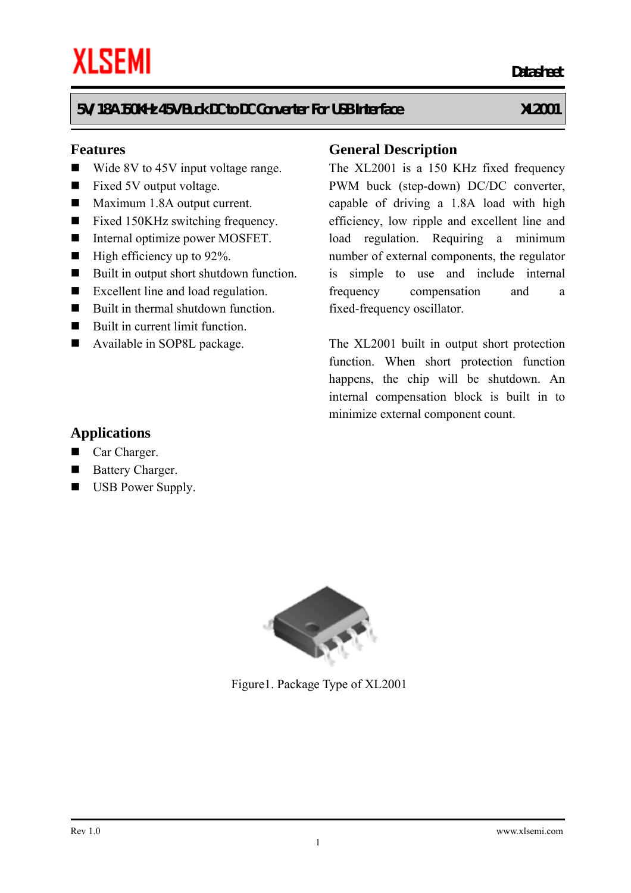XLSEMI

Datasheet

# 5V/1.8A 150KHz 45V Buck DC to DC Converter For USB Interface — XL2001

## Features

- Wide 8V to 45V input voltage range.
- Fixed 5V output voltage.
- Maximum 1.8A output current.
- Fixed 150KHz switching frequency.
- Internal optimize power MOSFET.
- High efficiency up to 92%.
- Built in output short shutdown function.
- Excellent line and load regulation.
- Built in thermal shutdown function.
- Built in current limit function.
- Available in SOP8L package.

## Applications

- Car Charger.
- Battery Charger.
- USB Power Supply.

## General Description

The XL2001 is a 150 KHz fixed frequency PWM buck (step-down) DC/DC converter, capable of driving a 1.8A load with high efficiency, low ripple and excellent line and load regulation. Requiring a minimum number of external components, the regulator is simple to use and include internal frequency compensation and a fixed-frequency oscillator.

The XL2001 built in output short protection function. When short protection function happens, the chip will be shutdown. An internal compensation block is built in to minimize external component count.

Figure1. Package Type of XL2001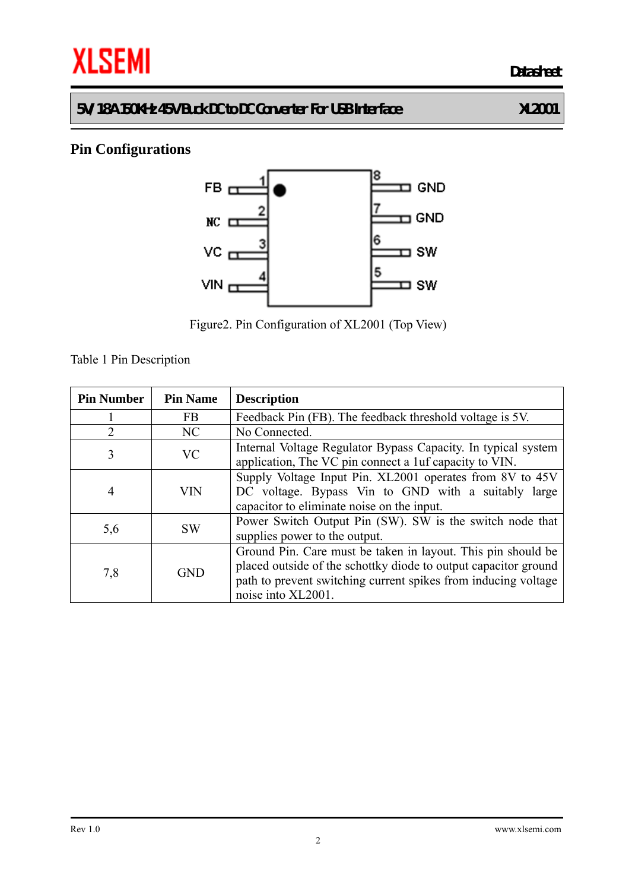## Pin Configurations

Figure2. Pin Configuration of XL2001 (Top View)

Table 1 Pin Description

| Pin Number | Pin Name | Description |
|---|---|---|
| 1 | FB | Feedback Pin (FB). The feedback threshold voltage is 5V. |
| 2 | NC | No Connected. |
| 3 | VC | Internal Voltage Regulator Bypass Capacity. In typical system application, The VC pin connect a 1uf capacity to VIN. |
| 4 | VIN | Supply Voltage Input Pin. XL2001 operates from 8V to 45V DC voltage. Bypass Vin to GND with a suitably large capacitor to eliminate noise on the input. |
| 5,6 | SW | Power Switch Output Pin (SW). SW is the switch node that supplies power to the output. |
| 7,8 | GND | Ground Pin. Care must be taken in layout. This pin should be placed outside of the schottky diode to output capacitor ground path to prevent switching current spikes from inducing voltage noise into XL2001. |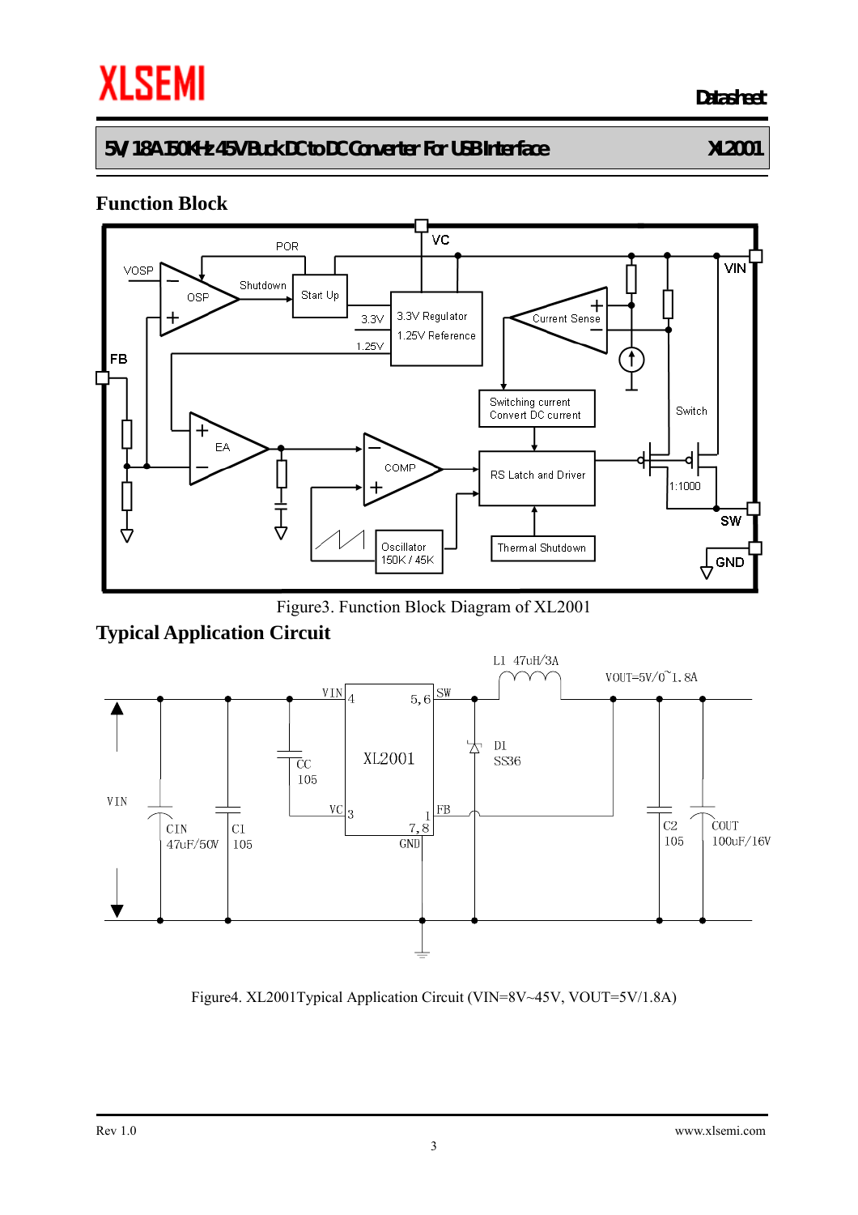## Function Block

Figure3. Function Block Diagram of XL2001

## Typical Application Circuit

Figure4. XL2001Typical Application Circuit (VIN=8V~45V, VOUT=5V/1.8A)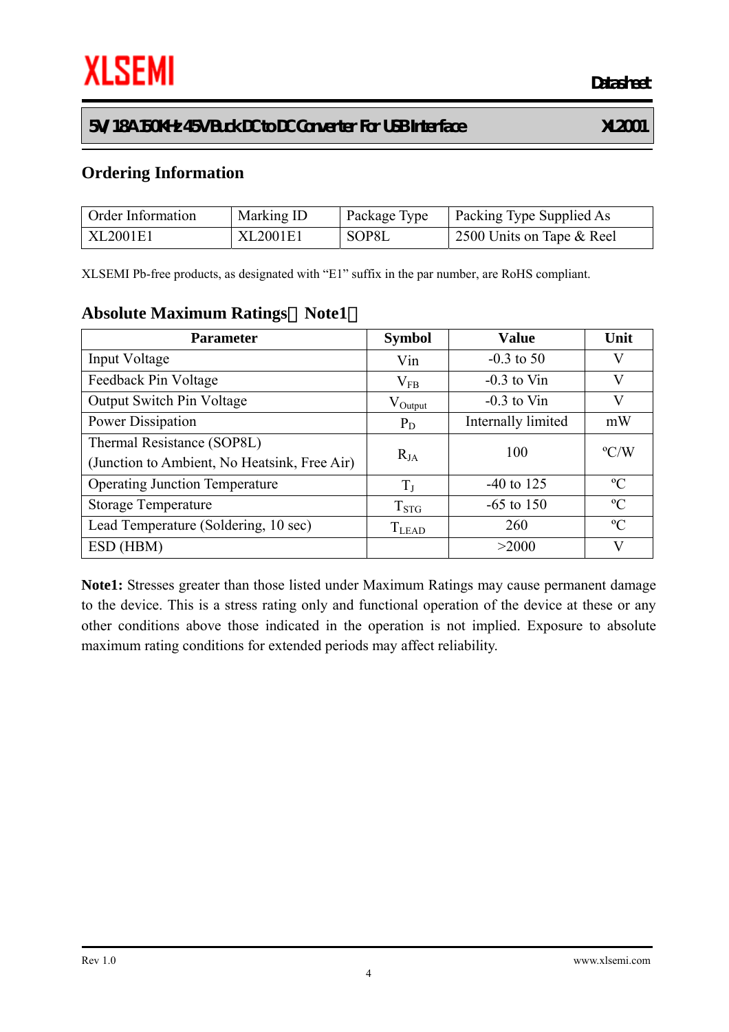## Ordering Information

| Order Information | Marking ID | Package Type | Packing Type Supplied As |
|---|---|---|---|
| XL2001E1 | XL2001E1 | SOP8L | 2500 Units on Tape & Reel |

XLSEMI Pb-free products, as designated with “E1” suffix in the par number, are RoHS compliant.

## Absolute Maximum Ratings（Note1）

| Parameter | Symbol | Value | Unit |
|---|---|---|---|
| Input Voltage | Vin | -0.3 to 50 | V |
| Feedback Pin Voltage | $V_{FB}$ | -0.3 to Vin | V |
| Output Switch Pin Voltage | $V_{Output}$ | -0.3 to Vin | V |
| Power Dissipation | $P_D$ | Internally limited | mW |
| Thermal Resistance (SOP8L) (Junction to Ambient, No Heatsink, Free Air) | $R_{JA}$ | 100 | ºC/W |
| Operating Junction Temperature | $T_J$ | -40 to 125 | ºC |
| Storage Temperature | $T_{STG}$ | -65 to 150 | ºC |
| Lead Temperature (Soldering, 10 sec) | $T_{LEAD}$ | 260 | ºC |
| ESD (HBM) | | >2000 | V |

**Note1:** Stresses greater than those listed under Maximum Ratings may cause permanent damage to the device. This is a stress rating only and functional operation of the device at these or any other conditions above those indicated in the operation is not implied. Exposure to absolute maximum rating conditions for extended periods may affect reliability.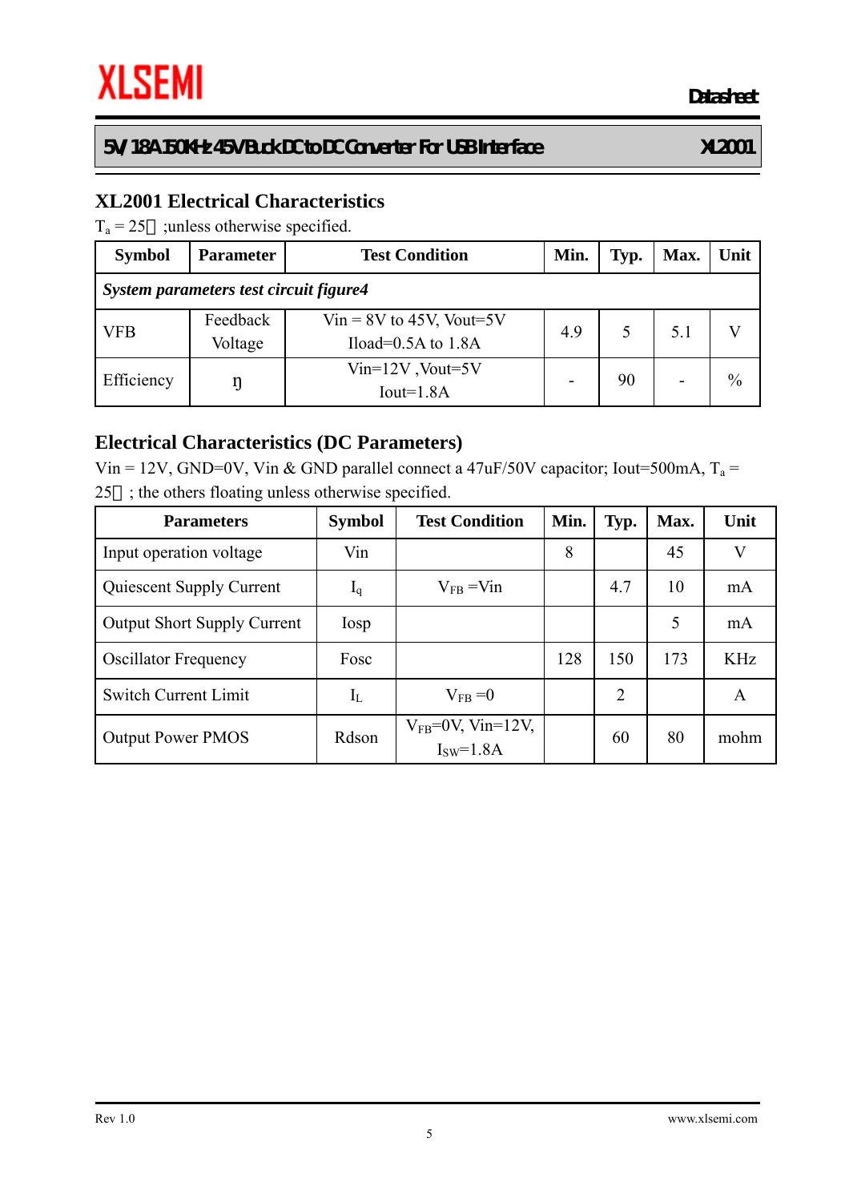## XL2001 Electrical Characteristics

$T_a$ = 25 ;unless otherwise specified.

| Symbol | Parameter | Test Condition | Min. | Typ. | Max. | Unit |
|---|---|---|---|---|---|---|
| ***System parameters test circuit figure4*** | | | | | | |
| VFB | Feedback Voltage | Vin = 8V to 45V, Vout=5V Iload=0.5A to 1.8A | 4.9 | 5 | 5.1 | V |
| Efficiency | ŋ | Vin=12V ,Vout=5V Iout=1.8A | - | 90 | - | % |

## Electrical Characteristics (DC Parameters)

Vin = 12V, GND=0V, Vin & GND parallel connect a 47uF/50V capacitor; Iout=500mA, $T_a$ = 25 ; the others floating unless otherwise specified.

| Parameters | Symbol | Test Condition | Min. | Typ. | Max. | Unit |
|---|---|---|---|---|---|---|
| Input operation voltage | Vin | | 8 | | 45 | V |
| Quiescent Supply Current | $I_q$ | $V_{FB}$ =Vin | | 4.7 | 10 | mA |
| Output Short Supply Current | Iosp | | | | 5 | mA |
| Oscillator Frequency | Fosc | | 128 | 150 | 173 | KHz |
| Switch Current Limit | $I_L$ | $V_{FB}$ =0 | | 2 | | A |
| Output Power PMOS | Rdson | $V_{FB}$=0V, Vin=12V, $I_{SW}$=1.8A | | 60 | 80 | mohm |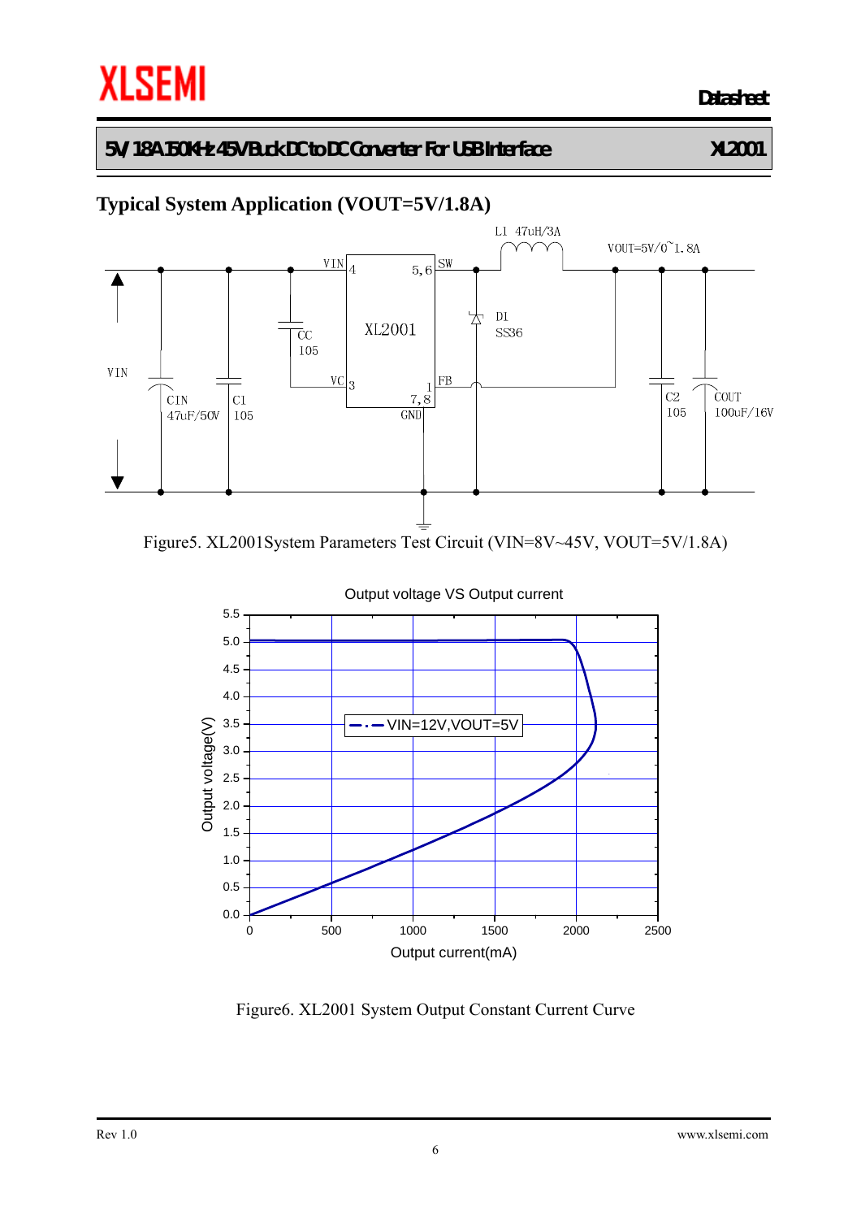## Typical System Application (VOUT=5V/1.8A)

Figure5. XL2001System Parameters Test Circuit (VIN=8V~45V, VOUT=5V/1.8A)

Figure6. XL2001 System Output Constant Current Curve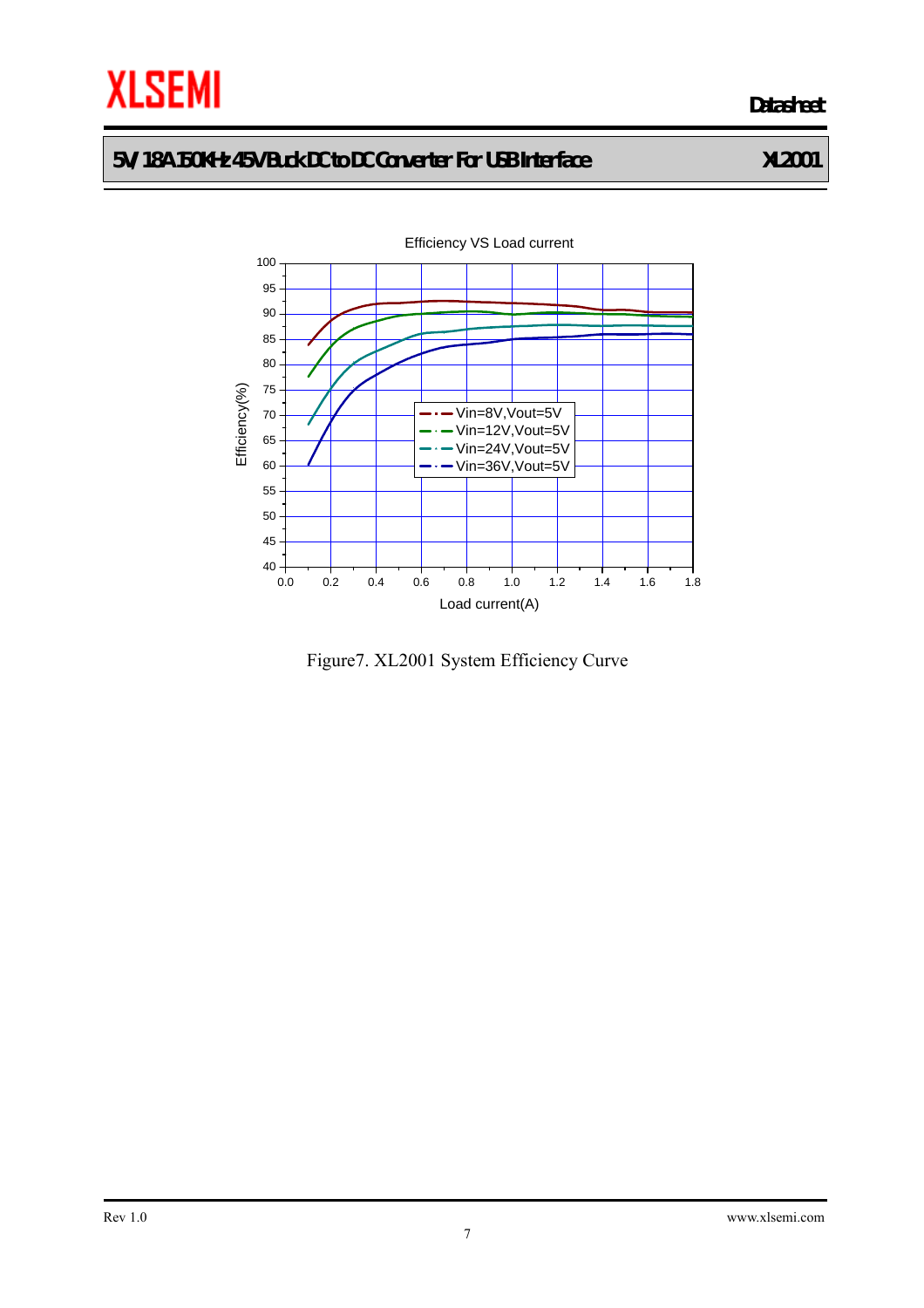Figure7. XL2001 System Efficiency Curve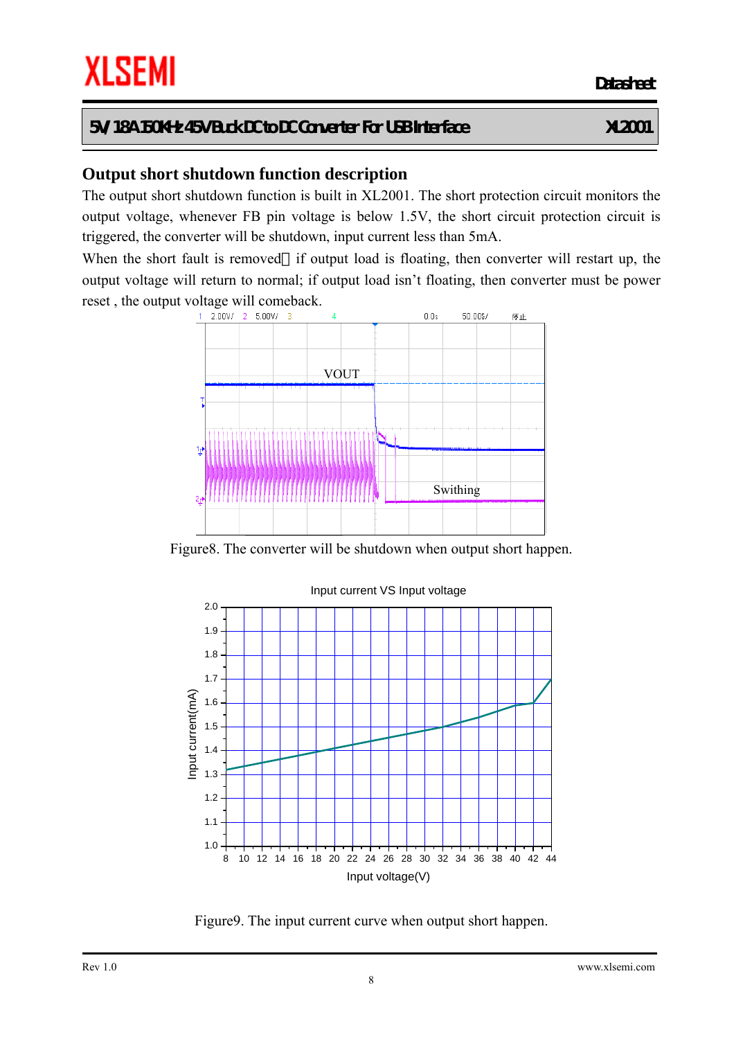## Output short shutdown function description

The output short shutdown function is built in XL2001. The short protection circuit monitors the output voltage, whenever FB pin voltage is below 1.5V, the short circuit protection circuit is triggered, the converter will be shutdown, input current less than 5mA.

When the short fault is removed，if output load is floating, then converter will restart up, the output voltage will return to normal; if output load isn't floating, then converter must be power reset , the output voltage will comeback.

Figure8. The converter will be shutdown when output short happen.

Figure9. The input current curve when output short happen.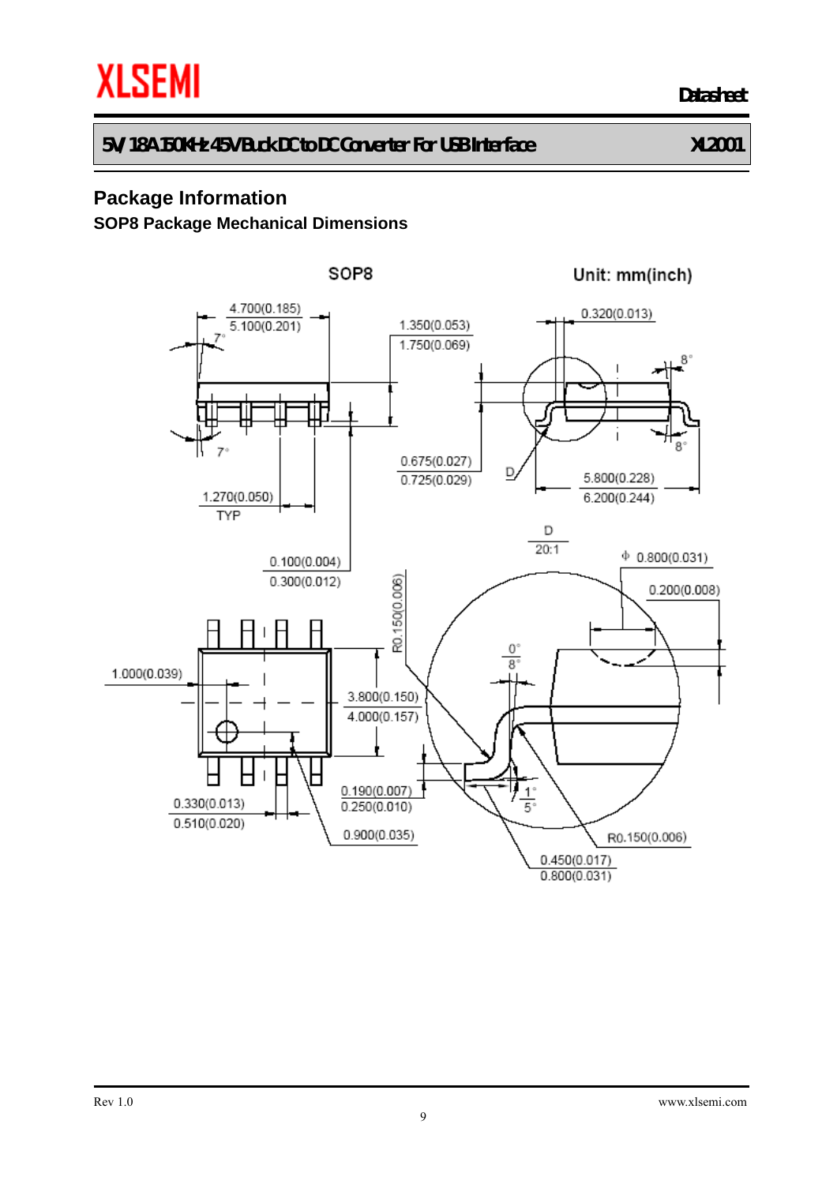## Package Information

### SOP8 Package Mechanical Dimensions

SOP8

Unit: mm(inch)

4.700(0.185)
5.100(0.201)

7°

7°

1.350(0.053)
1.750(0.069)

0.320(0.013)

8°

8°

0.675(0.027)
0.725(0.029)

D

5.800(0.228)
6.200(0.244)

1.270(0.050)
TYP

D
20:1

Φ 0.800(0.031)

0.200(0.008)

0.100(0.004)
0.300(0.012)

R0.150(0.006)

0°
8°

1.000(0.039)

3.800(0.150)
4.000(0.157)

0.190(0.007)
0.250(0.010)

1°
5°

0.330(0.013)
0.510(0.020)

0.900(0.035)

R0.150(0.006)

0.450(0.017)
0.800(0.031)